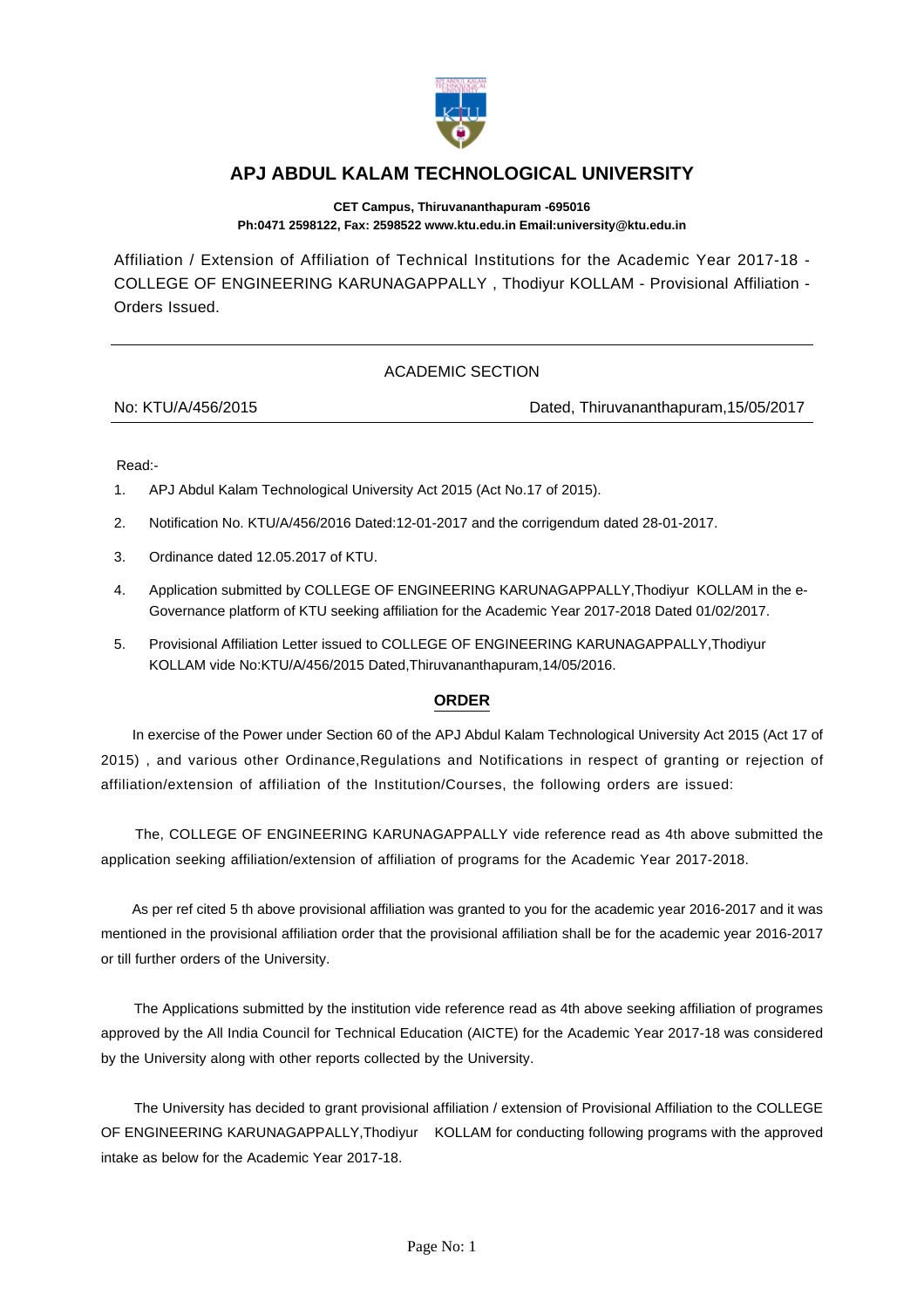# APJ ABDUL KALAM TECHNOLOGICAL UNIVERSITY

**CET Campus, Thiruvananthapuram -695016**
**Ph:0471 2598122, Fax: 2598522 www.ktu.edu.in Email:university@ktu.edu.in**

Affiliation / Extension of Affiliation of Technical Institutions for the Academic Year 2017-18 - COLLEGE OF ENGINEERING KARUNAGAPPALLY , Thodiyur KOLLAM - Provisional Affiliation - Orders Issued.

---

ACADEMIC SECTION

No: KTU/A/456/2015 Dated, Thiruvananthapuram,15/05/2017

---

Read:-

1. APJ Abdul Kalam Technological University Act 2015 (Act No.17 of 2015).
2. Notification No. KTU/A/456/2016 Dated:12-01-2017 and the corrigendum dated 28-01-2017.
3. Ordinance dated 12.05.2017 of KTU.
4. Application submitted by COLLEGE OF ENGINEERING KARUNAGAPPALLY,Thodiyur KOLLAM in the e-Governance platform of KTU seeking affiliation for the Academic Year 2017-2018 Dated 01/02/2017.
5. Provisional Affiliation Letter issued to COLLEGE OF ENGINEERING KARUNAGAPPALLY,Thodiyur KOLLAM vide No:KTU/A/456/2015 Dated,Thiruvananthapuram,14/05/2016.

## ORDER

In exercise of the Power under Section 60 of the APJ Abdul Kalam Technological University Act 2015 (Act 17 of 2015) , and various other Ordinance,Regulations and Notifications in respect of granting or rejection of affiliation/extension of affiliation of the Institution/Courses, the following orders are issued:

The, COLLEGE OF ENGINEERING KARUNAGAPPALLY vide reference read as 4th above submitted the application seeking affiliation/extension of affiliation of programs for the Academic Year 2017-2018.

As per ref cited 5 th above provisional affiliation was granted to you for the academic year 2016-2017 and it was mentioned in the provisional affiliation order that the provisional affiliation shall be for the academic year 2016-2017 or till further orders of the University.

The Applications submitted by the institution vide reference read as 4th above seeking affiliation of programes approved by the All India Council for Technical Education (AICTE) for the Academic Year 2017-18 was considered by the University along with other reports collected by the University.

The University has decided to grant provisional affiliation / extension of Provisional Affiliation to the COLLEGE OF ENGINEERING KARUNAGAPPALLY,Thodiyur KOLLAM for conducting following programs with the approved intake as below for the Academic Year 2017-18.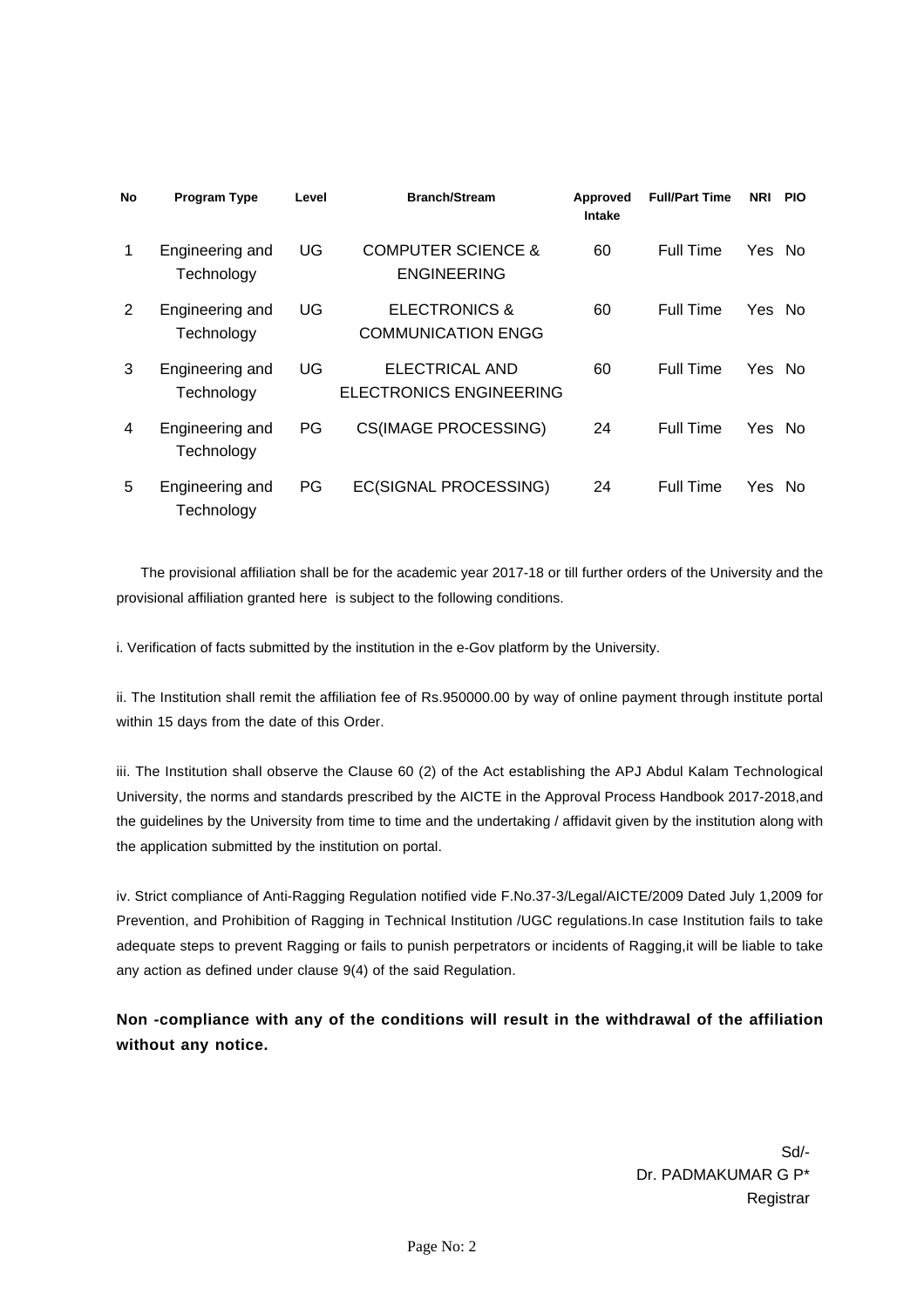| No | Program Type | Level | Branch/Stream | Approved Intake | Full/Part Time | NRI | PIO |
|---|---|---|---|---|---|---|---|
| 1 | Engineering and Technology | UG | COMPUTER SCIENCE & ENGINEERING | 60 | Full Time | Yes | No |
| 2 | Engineering and Technology | UG | ELECTRONICS & COMMUNICATION ENGG | 60 | Full Time | Yes | No |
| 3 | Engineering and Technology | UG | ELECTRICAL AND ELECTRONICS ENGINEERING | 60 | Full Time | Yes | No |
| 4 | Engineering and Technology | PG | CS(IMAGE PROCESSING) | 24 | Full Time | Yes | No |
| 5 | Engineering and Technology | PG | EC(SIGNAL PROCESSING) | 24 | Full Time | Yes | No |

The provisional affiliation shall be for the academic year 2017-18 or till further orders of the University and the provisional affiliation granted here is subject to the following conditions.

i. Verification of facts submitted by the institution in the e-Gov platform by the University.

ii. The Institution shall remit the affiliation fee of Rs.950000.00 by way of online payment through institute portal within 15 days from the date of this Order.

iii. The Institution shall observe the Clause 60 (2) of the Act establishing the APJ Abdul Kalam Technological University, the norms and standards prescribed by the AICTE in the Approval Process Handbook 2017-2018,and the guidelines by the University from time to time and the undertaking / affidavit given by the institution along with the application submitted by the institution on portal.

iv. Strict compliance of Anti-Ragging Regulation notified vide F.No.37-3/Legal/AICTE/2009 Dated July 1,2009 for Prevention, and Prohibition of Ragging in Technical Institution /UGC regulations.In case Institution fails to take adequate steps to prevent Ragging or fails to punish perpetrators or incidents of Ragging,it will be liable to take any action as defined under clause 9(4) of the said Regulation.

**Non -compliance with any of the conditions will result in the withdrawal of the affiliation without any notice.**

Sd/-
Dr. PADMAKUMAR G P*
Registrar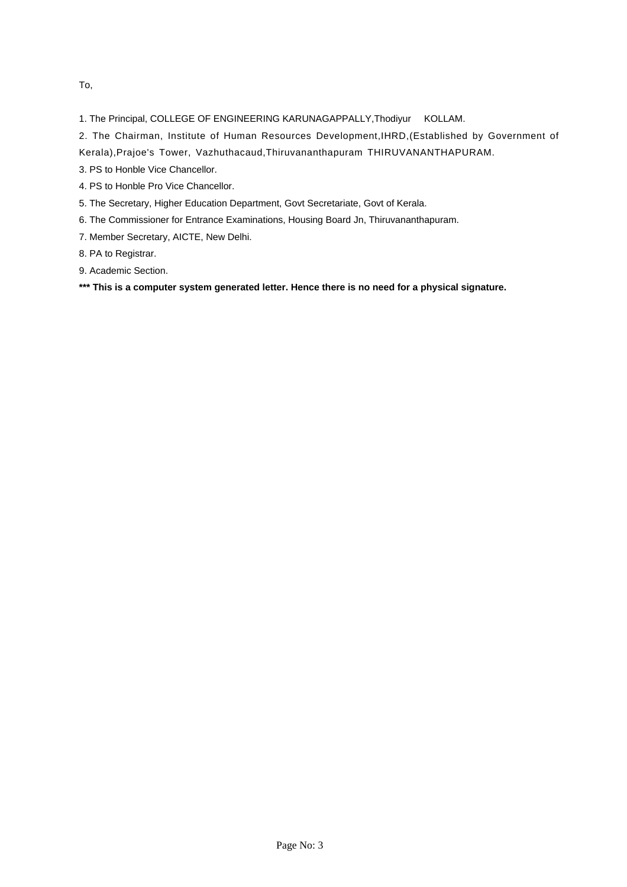To,

1. The Principal, COLLEGE OF ENGINEERING KARUNAGAPPALLY,Thodiyur KOLLAM.
2. The Chairman, Institute of Human Resources Development,IHRD,(Established by Government of Kerala),Prajoe's Tower, Vazhuthacaud,Thiruvananthapuram THIRUVANANTHAPURAM.
3. PS to Honble Vice Chancellor.
4. PS to Honble Pro Vice Chancellor.
5. The Secretary, Higher Education Department, Govt Secretariate, Govt of Kerala.
6. The Commissioner for Entrance Examinations, Housing Board Jn, Thiruvananthapuram.
7. Member Secretary, AICTE, New Delhi.
8. PA to Registrar.
9. Academic Section.

**\*\*\* This is a computer system generated letter. Hence there is no need for a physical signature.**